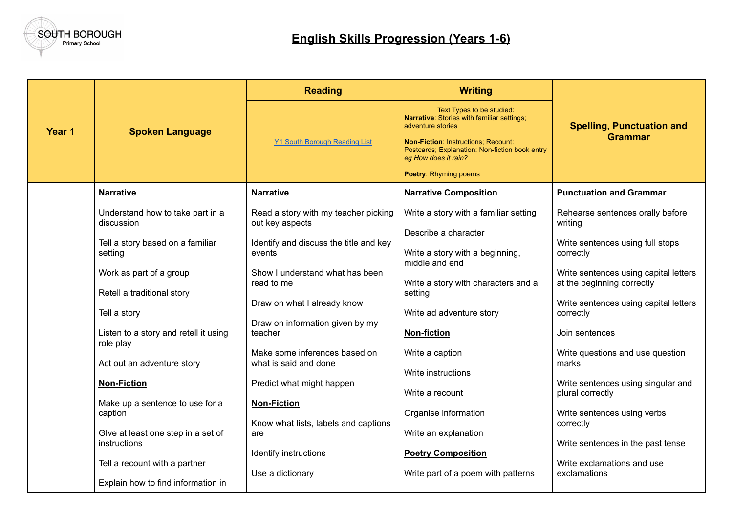SOUTH BOROUGH Primary School

# English Skills Progression (Years 1-6)

| Year 1 | Spoken Language | Reading | Writing | Spelling, Punctuation and Grammar |
|---|---|---|---|---|
| | | [Y1 South Borough Reading List]() | Text Types to be studied:<br>**Narrative**: Stories with familiar settings; adventure stories<br><br>**Non-Fiction**: Instructions; Recount: Postcards; Explanation: Non-fiction book entry *eg How does it rain?*<br><br>**Poetry**: Rhyming poems | |
| | **Narrative**<br><br>Understand how to take part in a discussion<br><br>Tell a story based on a familiar setting<br><br>Work as part of a group<br><br>Retell a traditional story<br><br>Tell a story<br><br>Listen to a story and retell it using role play<br><br>Act out an adventure story<br><br>**Non-Fiction**<br><br>Make up a sentence to use for a caption<br><br>GIve at least one step in a set of instructions<br><br>Tell a recount with a partner<br><br>Explain how to find information in | **Narrative**<br><br>Read a story with my teacher picking out key aspects<br><br>Identify and discuss the title and key events<br><br>Show I understand what has been read to me<br><br>Draw on what I already know<br><br>Draw on information given by my teacher<br><br>Make some inferences based on what is said and done<br><br>Predict what might happen<br><br>**Non-Fiction**<br><br>Know what lists, labels and captions are<br><br>Identify instructions<br><br>Use a dictionary | **Narrative Composition**<br><br>Write a story with a familiar setting<br><br>Describe a character<br><br>Write a story with a beginning, middle and end<br><br>Write a story with characters and a setting<br><br>Write ad adventure story<br><br>**Non-fiction**<br><br>Write a caption<br><br>Write instructions<br><br>Write a recount<br><br>Organise information<br><br>Write an explanation<br><br>**Poetry Composition**<br><br>Write part of a poem with patterns | **Punctuation and Grammar**<br><br>Rehearse sentences orally before writing<br><br>Write sentences using full stops correctly<br><br>Write sentences using capital letters at the beginning correctly<br><br>Write sentences using capital letters correctly<br><br>Join sentences<br><br>Write questions and use question marks<br><br>Write sentences using singular and plural correctly<br><br>Write sentences using verbs correctly<br><br>Write sentences in the past tense<br><br>Write exclamations and use exclamations |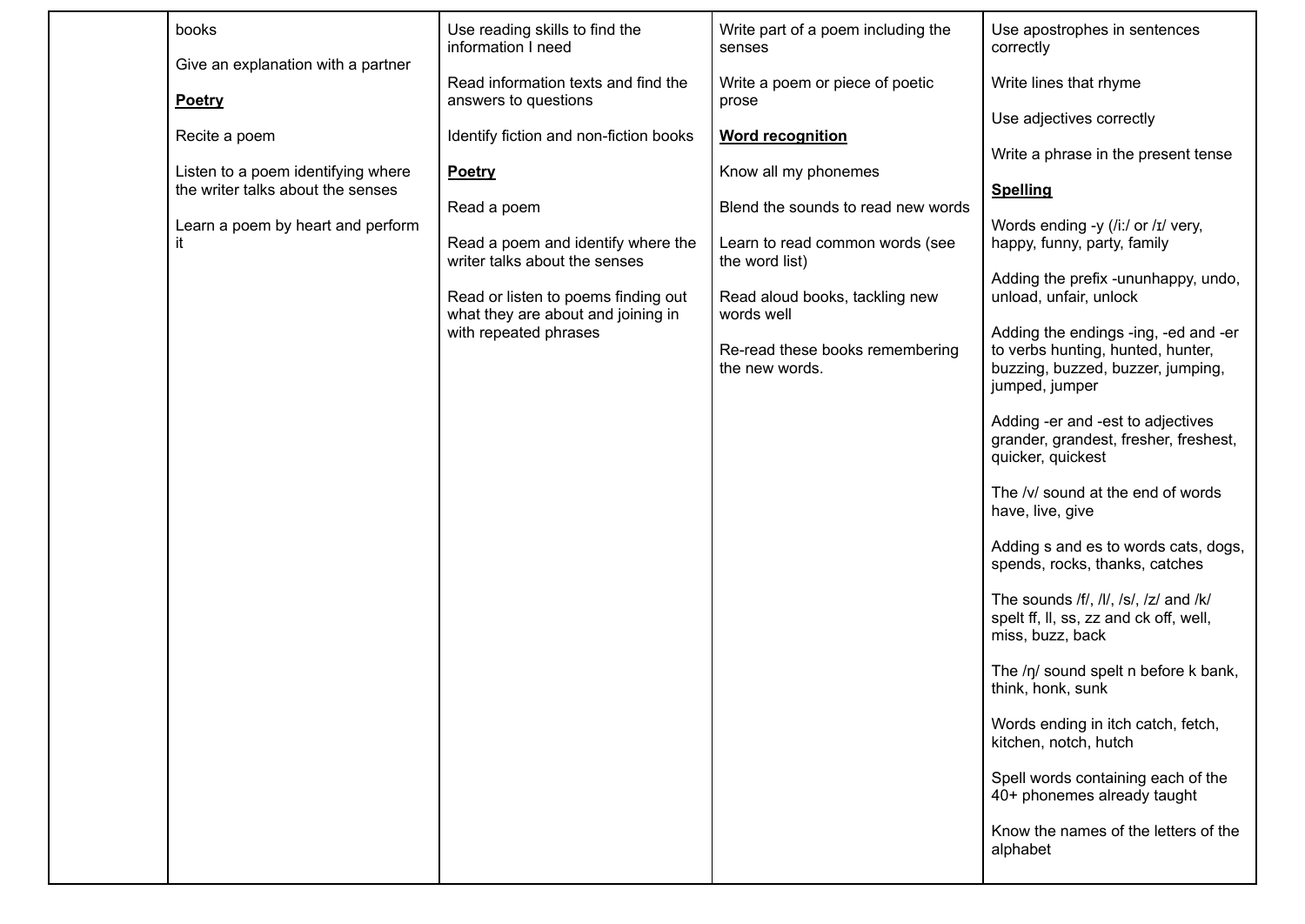| | | | | |
|---|---|---|---|---|
| | books<br><br>Give an explanation with a partner<br><br>**Poetry**<br><br>Recite a poem<br><br>Listen to a poem identifying where the writer talks about the senses<br><br>Learn a poem by heart and perform it | Use reading skills to find the information I need<br><br>Read information texts and find the answers to questions<br><br>Identify fiction and non-fiction books<br><br>**Poetry**<br><br>Read a poem<br><br>Read a poem and identify where the writer talks about the senses<br><br>Read or listen to poems finding out what they are about and joining in with repeated phrases | Write part of a poem including the senses<br><br>Write a poem or piece of poetic prose<br><br>**Word recognition**<br><br>Know all my phonemes<br><br>Blend the sounds to read new words<br><br>Learn to read common words (see the word list)<br><br>Read aloud books, tackling new words well<br><br>Re-read these books remembering the new words. | Use apostrophes in sentences correctly<br><br>Write lines that rhyme<br><br>Use adjectives correctly<br><br>Write a phrase in the present tense<br><br>**Spelling**<br><br>Words ending -y (/iː/ or /ɪ/ very, happy, funny, party, family<br><br>Adding the prefix -ununhappy, undo, unload, unfair, unlock<br><br>Adding the endings -ing, -ed and -er to verbs hunting, hunted, hunter, buzzing, buzzed, buzzer, jumping, jumped, jumper<br><br>Adding -er and -est to adjectives grander, grandest, fresher, freshest, quicker, quickest<br><br>The /v/ sound at the end of words have, live, give<br><br>Adding s and es to words cats, dogs, spends, rocks, thanks, catches<br><br>The sounds /f/, /l/, /s/, /z/ and /k/ spelt ff, ll, ss, zz and ck off, well, miss, buzz, back<br><br>The /ŋ/ sound spelt n before k bank, think, honk, sunk<br><br>Words ending in itch catch, fetch, kitchen, notch, hutch<br><br>Spell words containing each of the 40+ phonemes already taught<br><br>Know the names of the letters of the alphabet |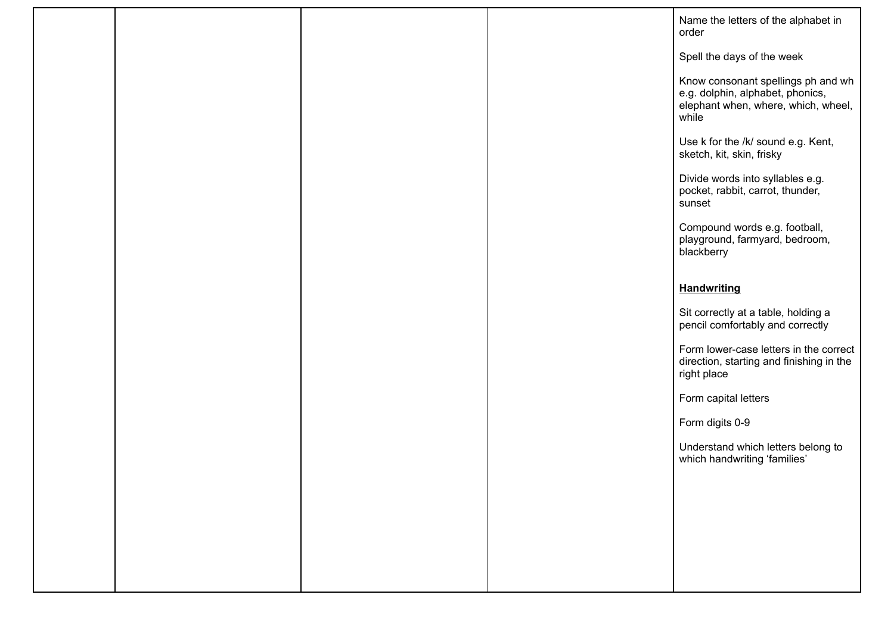| | | | | |
|---|---|---|---|---|
| | | | | Name the letters of the alphabet in order<br><br>Spell the days of the week<br><br>Know consonant spellings ph and wh e.g. dolphin, alphabet, phonics, elephant when, where, which, wheel, while<br><br>Use k for the /k/ sound e.g. Kent, sketch, kit, skin, frisky<br><br>Divide words into syllables e.g. pocket, rabbit, carrot, thunder, sunset<br><br>Compound words e.g. football, playground, farmyard, bedroom, blackberry<br><br>**<u>Handwriting</u>**<br><br>Sit correctly at a table, holding a pencil comfortably and correctly<br><br>Form lower-case letters in the correct direction, starting and finishing in the right place<br><br>Form capital letters<br><br>Form digits 0-9<br><br>Understand which letters belong to which handwriting 'families' |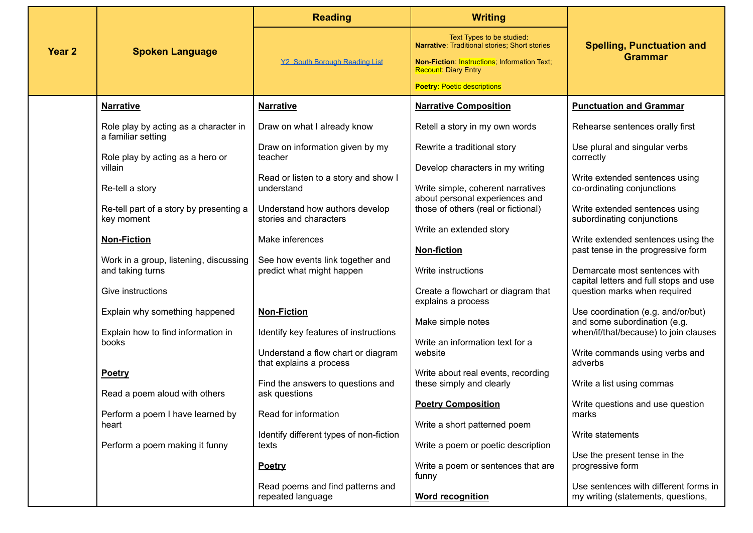| Year 2 | Spoken Language | Reading | Writing | Spelling, Punctuation and Grammar |
|---|---|---|---|---|
| | | Y2 South Borough Reading List | Text Types to be studied:<br>**Narrative**: Traditional stories; Short stories<br><br>**Non-Fiction**: Instructions; Information Text; Recount: Diary Entry<br><br>**Poetry**: Poetic descriptions | |
| | **Narrative**<br><br>Role play by acting as a character in a familiar setting<br><br>Role play by acting as a hero or villain<br><br>Re-tell a story<br><br>Re-tell part of a story by presenting a key moment<br><br>**Non-Fiction**<br><br>Work in a group, listening, discussing and taking turns<br><br>Give instructions<br><br>Explain why something happened<br><br>Explain how to find information in books<br><br>**Poetry**<br><br>Read a poem aloud with others<br><br>Perform a poem I have learned by heart<br><br>Perform a poem making it funny | **Narrative**<br><br>Draw on what I already know<br><br>Draw on information given by my teacher<br><br>Read or listen to a story and show I understand<br><br>Understand how authors develop stories and characters<br><br>Make inferences<br><br>See how events link together and predict what might happen<br><br>**Non-Fiction**<br><br>Identify key features of instructions<br><br>Understand a flow chart or diagram that explains a process<br><br>Find the answers to questions and ask questions<br><br>Read for information<br><br>Identify different types of non-fiction texts<br><br>**Poetry**<br><br>Read poems and find patterns and repeated language | **Narrative Composition**<br><br>Retell a story in my own words<br><br>Rewrite a traditional story<br><br>Develop characters in my writing<br><br>Write simple, coherent narratives about personal experiences and those of others (real or fictional)<br><br>Write an extended story<br><br>**Non-fiction**<br><br>Write instructions<br><br>Create a flowchart or diagram that explains a process<br><br>Make simple notes<br><br>Write an information text for a website<br><br>Write about real events, recording these simply and clearly<br><br>**Poetry Composition**<br><br>Write a short patterned poem<br><br>Write a poem or poetic description<br><br>Write a poem or sentences that are funny<br><br>**Word recognition** | **Punctuation and Grammar**<br><br>Rehearse sentences orally first<br><br>Use plural and singular verbs correctly<br><br>Write extended sentences using co-ordinating conjunctions<br><br>Write extended sentences using subordinating conjunctions<br><br>Write extended sentences using the past tense in the progressive form<br><br>Demarcate most sentences with capital letters and full stops and use question marks when required<br><br>Use coordination (e.g. and/or/but) and some subordination (e.g. when/if/that/because) to join clauses<br><br>Write commands using verbs and adverbs<br><br>Write a list using commas<br><br>Write questions and use question marks<br><br>Write statements<br><br>Use the present tense in the progressive form<br><br>Use sentences with different forms in my writing (statements, questions, |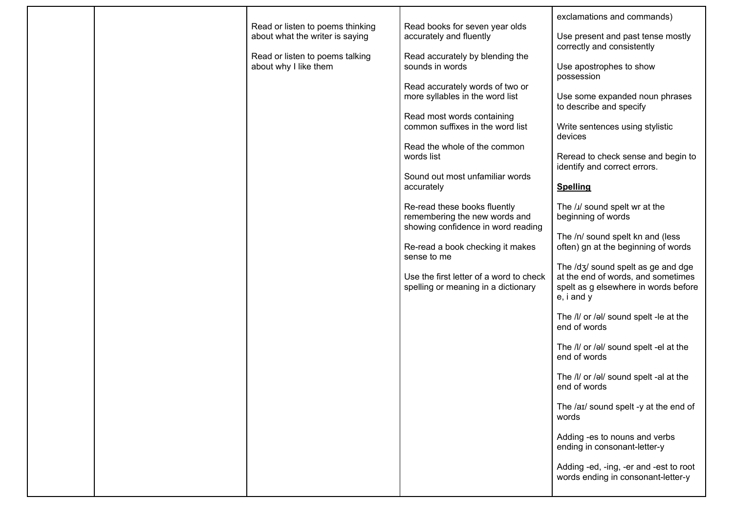| | | | | |
|---|---|---|---|---|
| | | Read or listen to poems thinking about what the writer is saying<br><br>Read or listen to poems talking about why I like them | Read books for seven year olds accurately and fluently<br><br>Read accurately by blending the sounds in words<br><br>Read accurately words of two or more syllables in the word list<br><br>Read most words containing common suffixes in the word list<br><br>Read the whole of the common words list<br><br>Sound out most unfamiliar words accurately<br><br>Re-read these books fluently remembering the new words and showing confidence in word reading<br><br>Re-read a book checking it makes sense to me<br><br>Use the first letter of a word to check spelling or meaning in a dictionary | exclamations and commands)<br><br>Use present and past tense mostly correctly and consistently<br><br>Use apostrophes to show possession<br><br>Use some expanded noun phrases to describe and specify<br><br>Write sentences using stylistic devices<br><br>Reread to check sense and begin to identify and correct errors.<br><br>**Spelling**<br><br>The /ɹ/ sound spelt wr at the beginning of words<br><br>The /n/ sound spelt kn and (less often) gn at the beginning of words<br><br>The /dʒ/ sound spelt as ge and dge at the end of words, and sometimes spelt as g elsewhere in words before e, i and y<br><br>The /l/ or /əl/ sound spelt -le at the end of words<br><br>The /l/ or /əl/ sound spelt -el at the end of words<br><br>The /l/ or /əl/ sound spelt -al at the end of words<br><br>The /aɪ/ sound spelt -y at the end of words<br><br>Adding -es to nouns and verbs ending in consonant-letter-y<br><br>Adding -ed, -ing, -er and -est to root words ending in consonant-letter-y |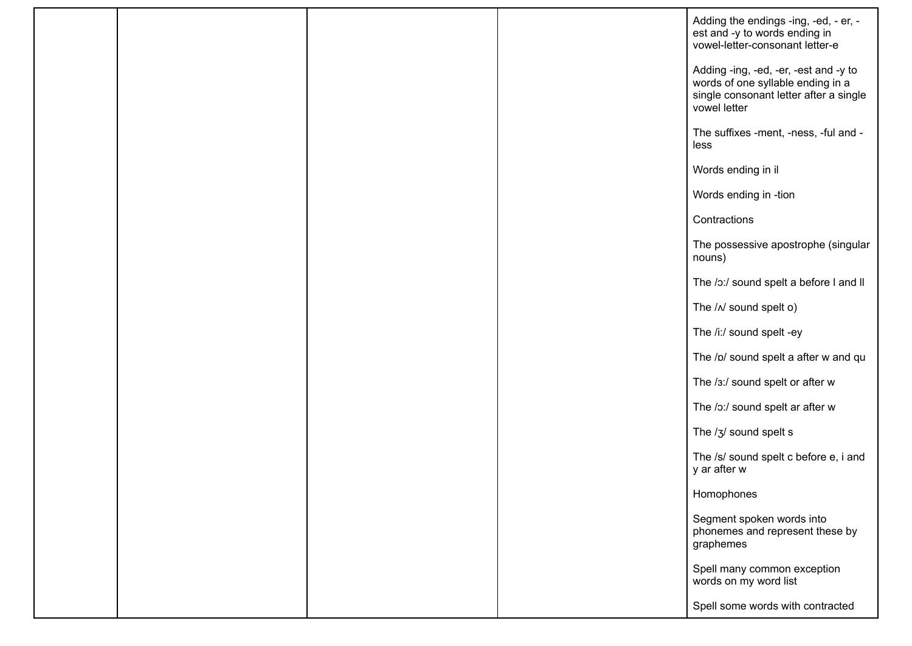|  |  |  |  |  |
|---|---|---|---|---|
|  |  |  |  | Adding the endings -ing, -ed, - er, -est and -y to words ending in vowel-letter-consonant letter-e<br><br>Adding -ing, -ed, -er, -est and -y to words of one syllable ending in a single consonant letter after a single vowel letter<br><br>The suffixes -ment, -ness, -ful and -less<br><br>Words ending in il<br><br>Words ending in -tion<br><br>Contractions<br><br>The possessive apostrophe (singular nouns)<br><br>The /ɔ:/ sound spelt a before l and ll<br><br>The /ʌ/ sound spelt o)<br><br>The /i:/ sound spelt -ey<br><br>The /ɒ/ sound spelt a after w and qu<br><br>The /ɜ:/ sound spelt or after w<br><br>The /ɔ:/ sound spelt ar after w<br><br>The /ʒ/ sound spelt s<br><br>The /s/ sound spelt c before e, i and y ar after w<br><br>Homophones<br><br>Segment spoken words into phonemes and represent these by graphemes<br><br>Spell many common exception words on my word list<br><br>Spell some words with contracted |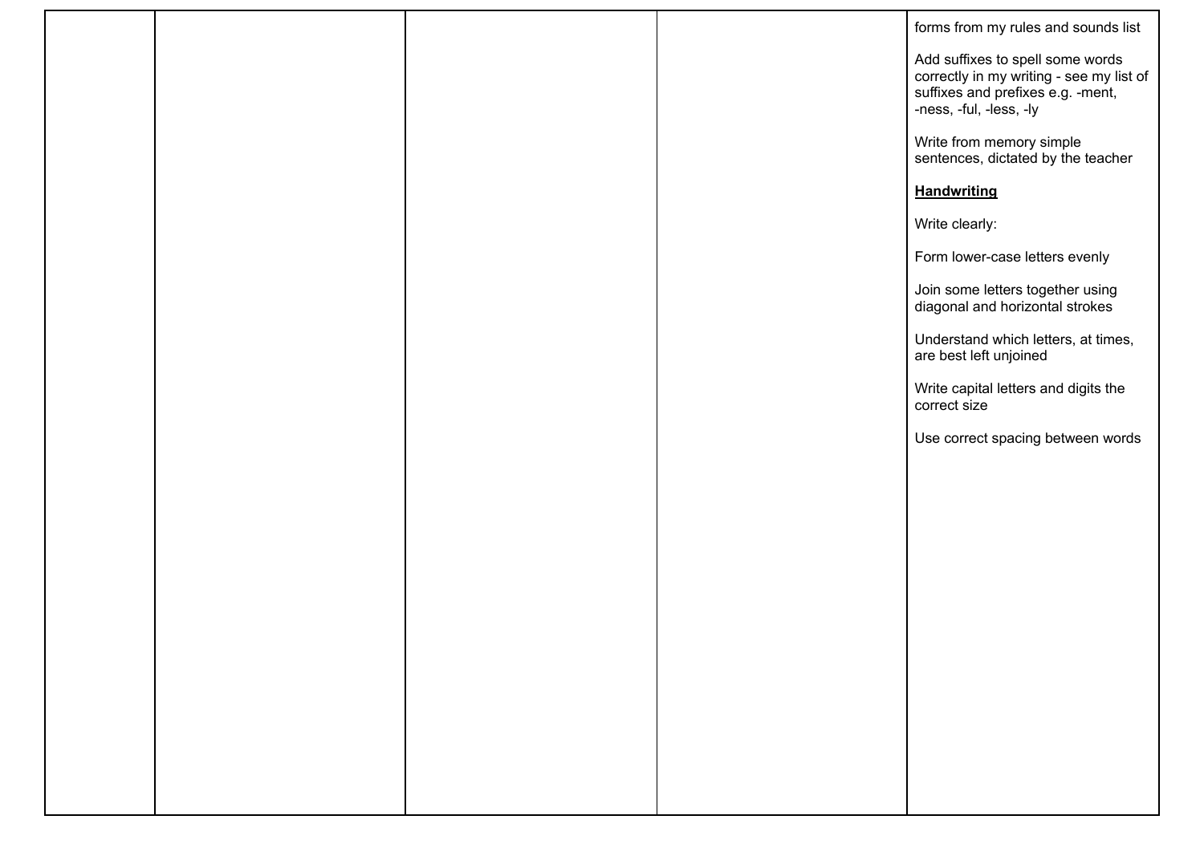| | | | | |
|---|---|---|---|---|
| | | | | forms from my rules and sounds list<br><br>Add suffixes to spell some words correctly in my writing - see my list of suffixes and prefixes e.g. -ment, -ness, -ful, -less, -ly<br><br>Write from memory simple sentences, dictated by the teacher<br><br>**Handwriting**<br><br>Write clearly:<br><br>Form lower-case letters evenly<br><br>Join some letters together using diagonal and horizontal strokes<br><br>Understand which letters, at times, are best left unjoined<br><br>Write capital letters and digits the correct size<br><br>Use correct spacing between words |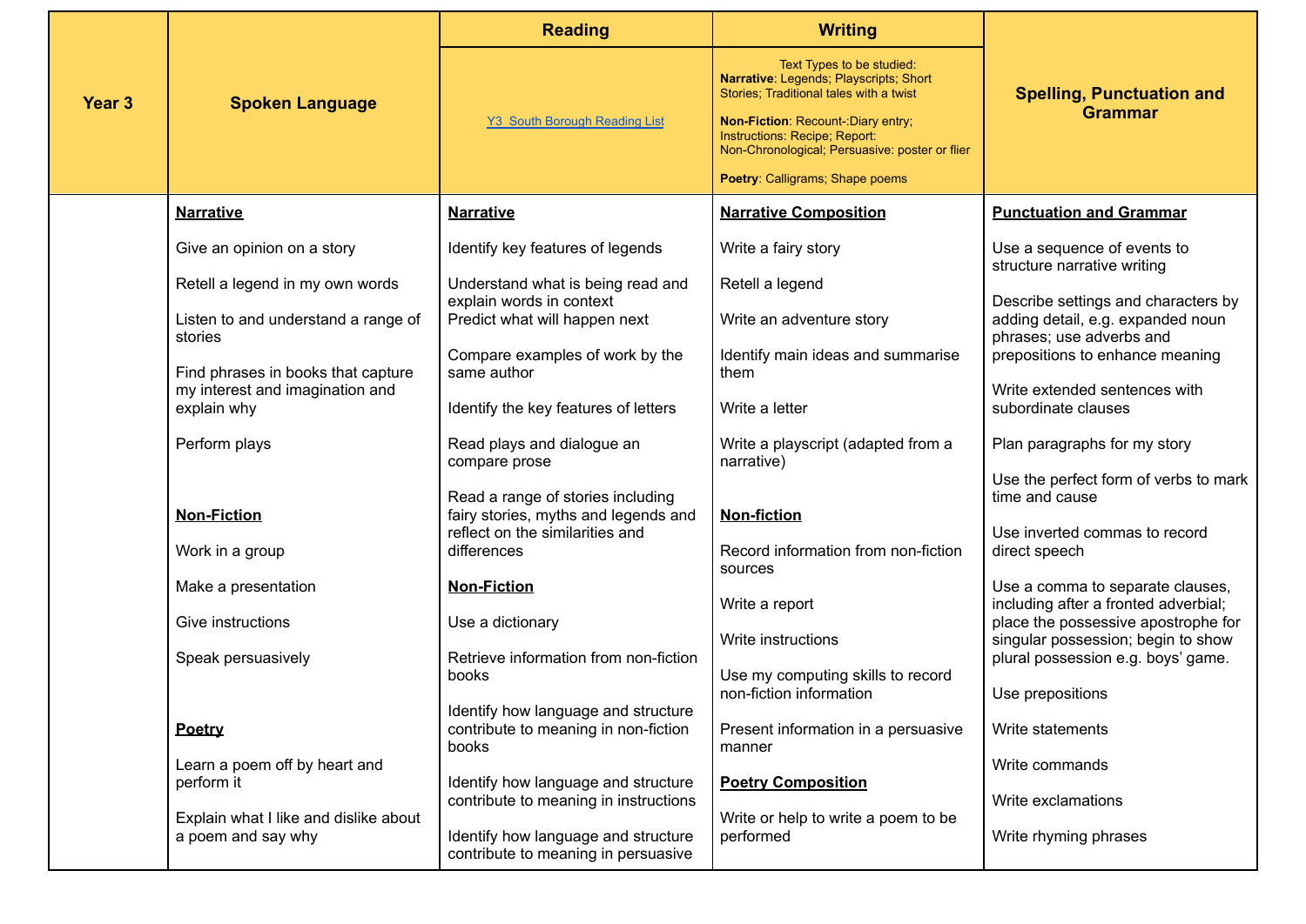| Year 3 | Spoken Language | Reading | Writing | Spelling, Punctuation and Grammar |
|---|---|---|---|---|
| | | [Y3 South Borough Reading List] | Text Types to be studied:<br>**Narrative**: Legends; Playscripts; Short Stories; Traditional tales with a twist<br><br>**Non-Fiction**: Recount-:Diary entry; Instructions: Recipe; Report: Non-Chronological; Persuasive: poster or flier<br><br>**Poetry**: Calligrams; Shape poems | |
| | **Narrative**<br><br>Give an opinion on a story<br><br>Retell a legend in my own words<br><br>Listen to and understand a range of stories<br><br>Find phrases in books that capture my interest and imagination and explain why<br><br>Perform plays<br><br>**Non-Fiction**<br><br>Work in a group<br><br>Make a presentation<br><br>Give instructions<br><br>Speak persuasively<br><br>**Poetry**<br><br>Learn a poem off by heart and perform it<br><br>Explain what I like and dislike about a poem and say why | **Narrative**<br><br>Identify key features of legends<br><br>Understand what is being read and explain words in context<br>Predict what will happen next<br><br>Compare examples of work by the same author<br><br>Identify the key features of letters<br><br>Read plays and dialogue an compare prose<br><br>Read a range of stories including fairy stories, myths and legends and reflect on the similarities and differences<br><br>**Non-Fiction**<br><br>Use a dictionary<br><br>Retrieve information from non-fiction books<br><br>Identify how language and structure contribute to meaning in non-fiction books<br><br>Identify how language and structure contribute to meaning in instructions<br><br>Identify how language and structure contribute to meaning in persuasive | **Narrative Composition**<br><br>Write a fairy story<br><br>Retell a legend<br><br>Write an adventure story<br><br>Identify main ideas and summarise them<br><br>Write a letter<br><br>Write a playscript (adapted from a narrative)<br><br>**Non-fiction**<br><br>Record information from non-fiction sources<br><br>Write a report<br><br>Write instructions<br><br>Use my computing skills to record non-fiction information<br><br>Present information in a persuasive manner<br><br>**Poetry Composition**<br><br>Write or help to write a poem to be performed | **Punctuation and Grammar**<br><br>Use a sequence of events to structure narrative writing<br><br>Describe settings and characters by adding detail, e.g. expanded noun phrases; use adverbs and prepositions to enhance meaning<br><br>Write extended sentences with subordinate clauses<br><br>Plan paragraphs for my story<br><br>Use the perfect form of verbs to mark time and cause<br><br>Use inverted commas to record direct speech<br><br>Use a comma to separate clauses, including after a fronted adverbial; place the possessive apostrophe for singular possession; begin to show plural possession e.g. boys' game.<br><br>Use prepositions<br><br>Write statements<br><br>Write commands<br><br>Write exclamations<br><br>Write rhyming phrases |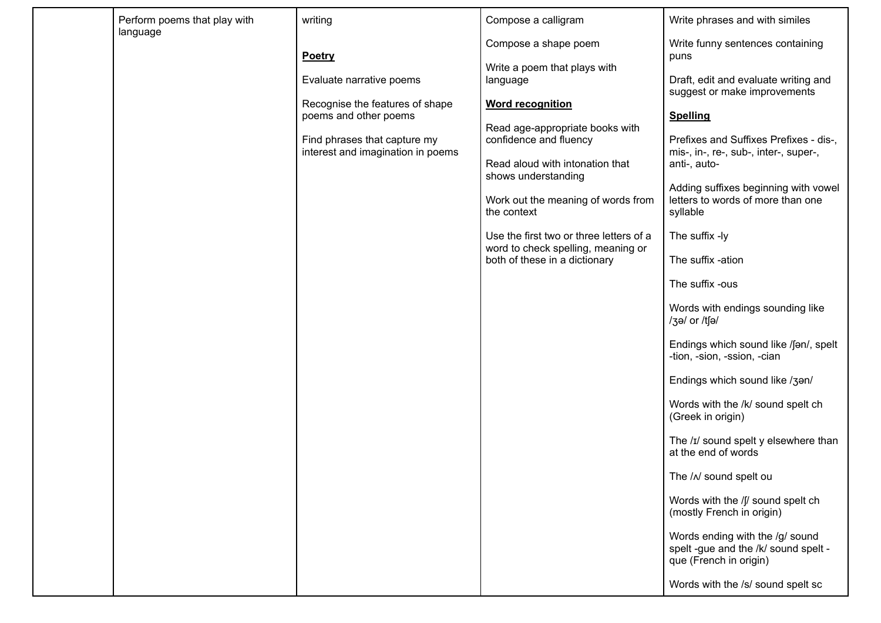|  | Perform poems that play with language | writing<br><br>**Poetry**<br><br>Evaluate narrative poems<br><br>Recognise the features of shape poems and other poems<br><br>Find phrases that capture my interest and imagination in poems | Compose a calligram<br><br>Compose a shape poem<br><br>Write a poem that plays with language<br><br>**Word recognition**<br><br>Read age-appropriate books with confidence and fluency<br><br>Read aloud with intonation that shows understanding<br><br>Work out the meaning of words from the context<br><br>Use the first two or three letters of a word to check spelling, meaning or both of these in a dictionary | Write phrases and with similes<br><br>Write funny sentences containing puns<br><br>Draft, edit and evaluate writing and suggest or make improvements<br><br>**Spelling**<br><br>Prefixes and Suffixes Prefixes - dis-, mis-, in-, re-, sub-, inter-, super-, anti-, auto-<br><br>Adding suffixes beginning with vowel letters to words of more than one syllable<br><br>The suffix -ly<br><br>The suffix -ation<br><br>The suffix -ous<br><br>Words with endings sounding like /ʒə/ or /tʃə/<br><br>Endings which sound like /ʃən/, spelt -tion, -sion, -ssion, -cian<br><br>Endings which sound like /ʒən/<br><br>Words with the /k/ sound spelt ch (Greek in origin)<br><br>The /ɪ/ sound spelt y elsewhere than at the end of words<br><br>The /ʌ/ sound spelt ou<br><br>Words with the /ʃ/ sound spelt ch (mostly French in origin)<br><br>Words ending with the /g/ sound spelt -gue and the /k/ sound spelt -que (French in origin)<br><br>Words with the /s/ sound spelt sc |
|---|---|---|---|---|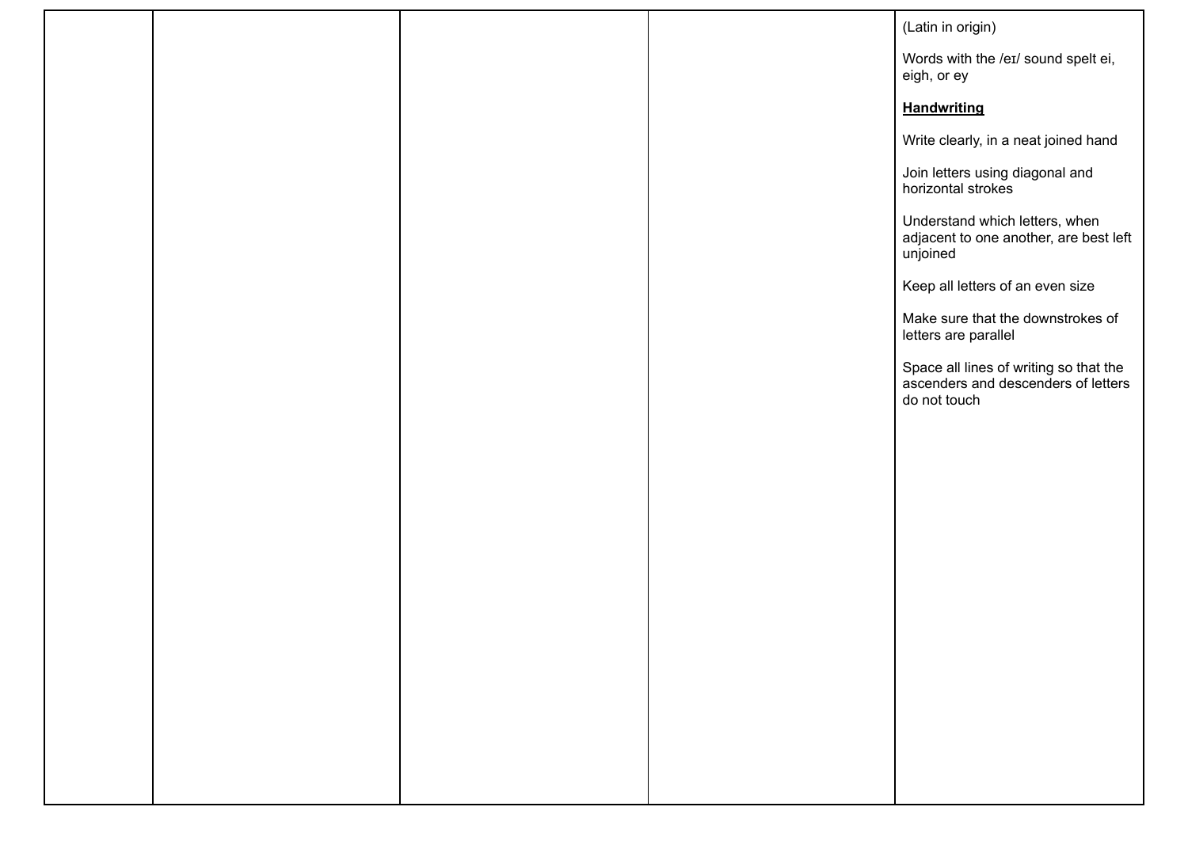|  |  |  |  |  |
|---|---|---|---|---|
|  |  |  |  | (Latin in origin)<br><br>Words with the /eɪ/ sound spelt ei, eigh, or ey<br><br>**Handwriting**<br><br>Write clearly, in a neat joined hand<br><br>Join letters using diagonal and horizontal strokes<br><br>Understand which letters, when adjacent to one another, are best left unjoined<br><br>Keep all letters of an even size<br><br>Make sure that the downstrokes of letters are parallel<br><br>Space all lines of writing so that the ascenders and descenders of letters do not touch |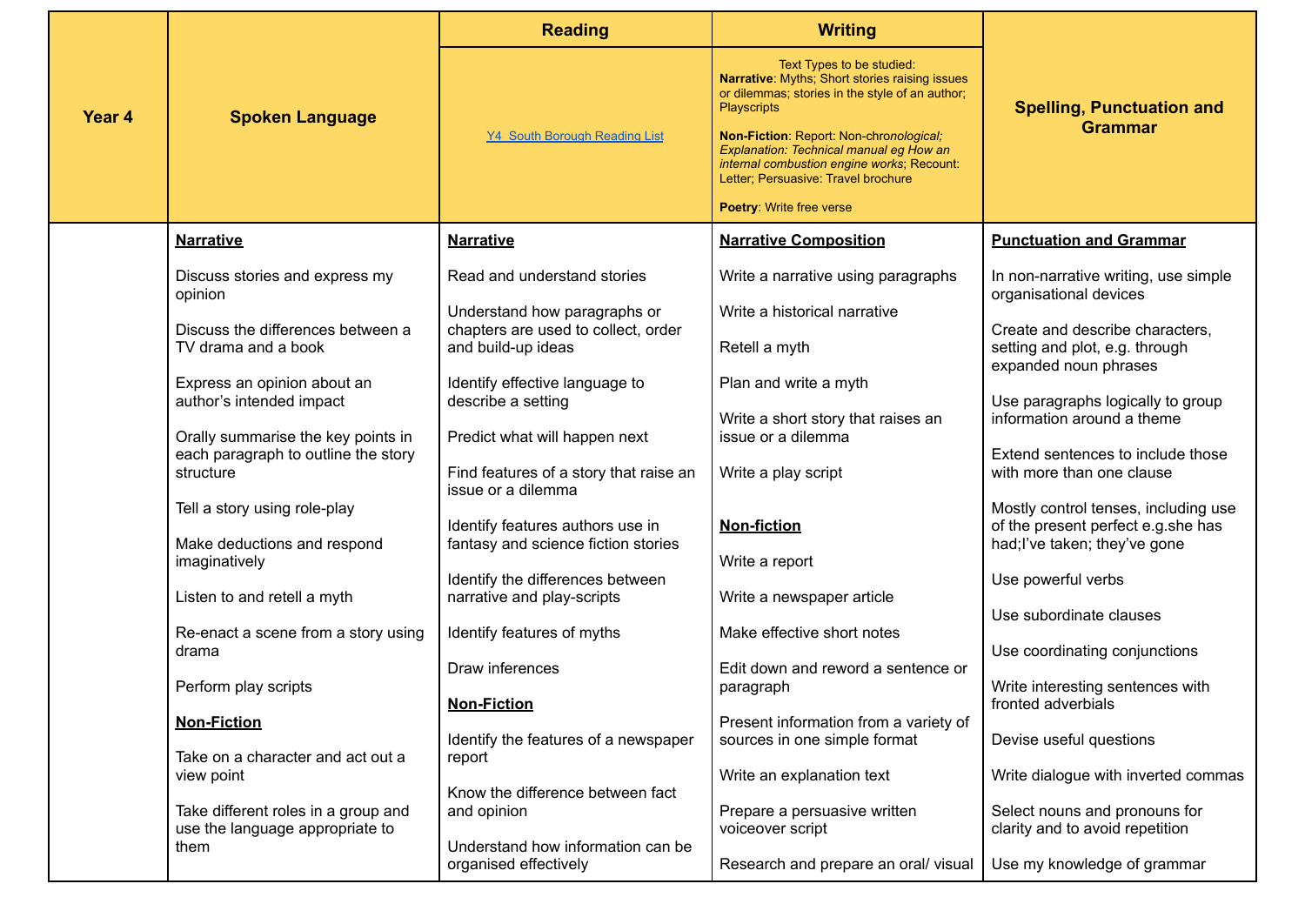| Year 4 | Spoken Language | Reading | Writing | Spelling, Punctuation and Grammar |
|---|---|---|---|---|
| | | Y4 South Borough Reading List | Text Types to be studied:<br>**Narrative**: Myths; Short stories raising issues or dilemmas; stories in the style of an author; Playscripts<br><br>**Non-Fiction**: Report: Non-chron*ological; Explanation: Technical manual eg How an internal combustion engine works*; Recount: Letter; Persuasive: Travel brochure<br><br>**Poetry**: Write free verse | |
| | **Narrative**<br><br>Discuss stories and express my opinion<br><br>Discuss the differences between a TV drama and a book<br><br>Express an opinion about an author's intended impact<br><br>Orally summarise the key points in each paragraph to outline the story structure<br><br>Tell a story using role-play<br><br>Make deductions and respond imaginatively<br><br>Listen to and retell a myth<br><br>Re-enact a scene from a story using drama<br><br>Perform play scripts<br><br>**Non-Fiction**<br><br>Take on a character and act out a view point<br><br>Take different roles in a group and use the language appropriate to them | **Narrative**<br><br>Read and understand stories<br><br>Understand how paragraphs or chapters are used to collect, order and build-up ideas<br><br>Identify effective language to describe a setting<br><br>Predict what will happen next<br><br>Find features of a story that raise an issue or a dilemma<br><br>Identify features authors use in fantasy and science fiction stories<br><br>Identify the differences between narrative and play-scripts<br><br>Identify features of myths<br><br>Draw inferences<br><br>**Non-Fiction**<br><br>Identify the features of a newspaper report<br><br>Know the difference between fact and opinion<br><br>Understand how information can be organised effectively | **Narrative Composition**<br><br>Write a narrative using paragraphs<br><br>Write a historical narrative<br><br>Retell a myth<br><br>Plan and write a myth<br><br>Write a short story that raises an issue or a dilemma<br><br>Write a play script<br><br>**Non-fiction**<br><br>Write a report<br><br>Write a newspaper article<br><br>Make effective short notes<br><br>Edit down and reword a sentence or paragraph<br><br>Present information from a variety of sources in one simple format<br><br>Write an explanation text<br><br>Prepare a persuasive written voiceover script<br><br>Research and prepare an oral/ visual | **Punctuation and Grammar**<br><br>In non-narrative writing, use simple organisational devices<br><br>Create and describe characters, setting and plot, e.g. through expanded noun phrases<br><br>Use paragraphs logically to group information around a theme<br><br>Extend sentences to include those with more than one clause<br><br>Mostly control tenses, including use of the present perfect e.g.she has had;I've taken; they've gone<br><br>Use powerful verbs<br><br>Use subordinate clauses<br><br>Use coordinating conjunctions<br><br>Write interesting sentences with fronted adverbials<br><br>Devise useful questions<br><br>Write dialogue with inverted commas<br><br>Select nouns and pronouns for clarity and to avoid repetition<br><br>Use my knowledge of grammar |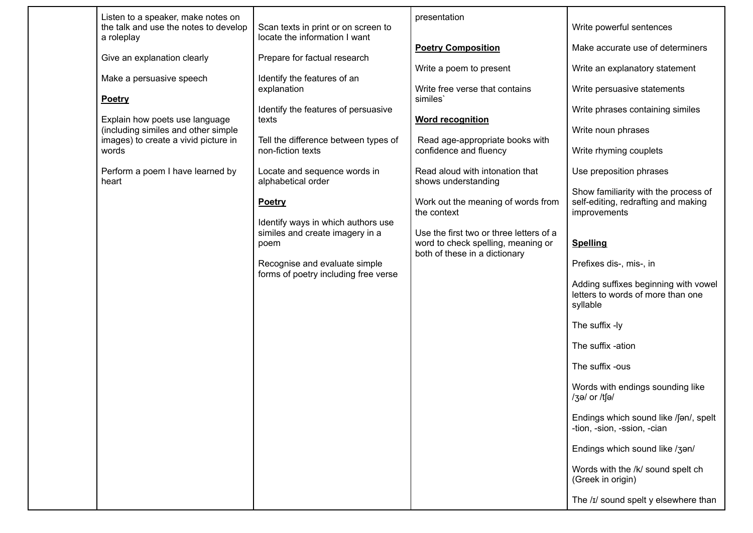| | | | | |
|---|---|---|---|---|
| | Listen to a speaker, make notes on the talk and use the notes to develop a roleplay<br><br>Give an explanation clearly<br><br>Make a persuasive speech<br><br>**Poetry**<br><br>Explain how poets use language (including similes and other simple images) to create a vivid picture in words<br><br>Perform a poem I have learned by heart | Scan texts in print or on screen to locate the information I want<br><br>Prepare for factual research<br><br>Identify the features of an explanation<br><br>Identify the features of persuasive texts<br><br>Tell the difference between types of non-fiction texts<br><br>Locate and sequence words in alphabetical order<br><br>**Poetry**<br><br>Identify ways in which authors use similes and create imagery in a poem<br><br>Recognise and evaluate simple forms of poetry including free verse | presentation<br><br>**Poetry Composition**<br><br>Write a poem to present<br><br>Write free verse that contains similes`<br><br>**Word recognition**<br><br>Read age-appropriate books with confidence and fluency<br><br>Read aloud with intonation that shows understanding<br><br>Work out the meaning of words from the context<br><br>Use the first two or three letters of a word to check spelling, meaning or both of these in a dictionary | Write powerful sentences<br><br>Make accurate use of determiners<br><br>Write an explanatory statement<br><br>Write persuasive statements<br><br>Write phrases containing similes<br><br>Write noun phrases<br><br>Write rhyming couplets<br><br>Use preposition phrases<br><br>Show familiarity with the process of self-editing, redrafting and making improvements<br><br>**Spelling**<br><br>Prefixes dis-, mis-, in<br><br>Adding suffixes beginning with vowel letters to words of more than one syllable<br><br>The suffix -ly<br><br>The suffix -ation<br><br>The suffix -ous<br><br>Words with endings sounding like /ʒə/ or /tʃə/<br><br>Endings which sound like /ʃən/, spelt -tion, -sion, -ssion, -cian<br><br>Endings which sound like /ʒən/<br><br>Words with the /k/ sound spelt ch (Greek in origin)<br><br>The /ɪ/ sound spelt y elsewhere than |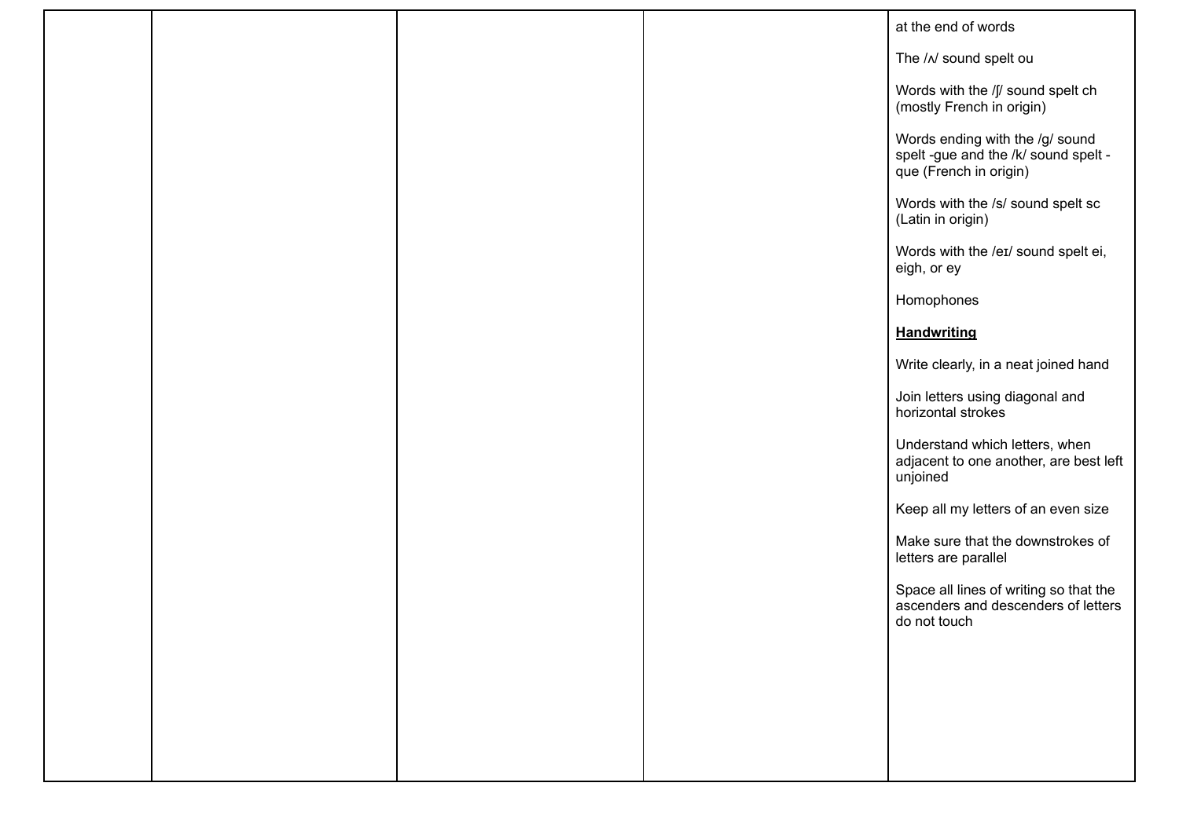| | | | | |
|---|---|---|---|---|
| | | | | at the end of words<br><br>The /ʌ/ sound spelt ou<br><br>Words with the /ʃ/ sound spelt ch (mostly French in origin)<br><br>Words ending with the /g/ sound spelt -gue and the /k/ sound spelt -que (French in origin)<br><br>Words with the /s/ sound spelt sc (Latin in origin)<br><br>Words with the /eɪ/ sound spelt ei, eigh, or ey<br><br>Homophones<br><br>**Handwriting**<br><br>Write clearly, in a neat joined hand<br><br>Join letters using diagonal and horizontal strokes<br><br>Understand which letters, when adjacent to one another, are best left unjoined<br><br>Keep all my letters of an even size<br><br>Make sure that the downstrokes of letters are parallel<br><br>Space all lines of writing so that the ascenders and descenders of letters do not touch |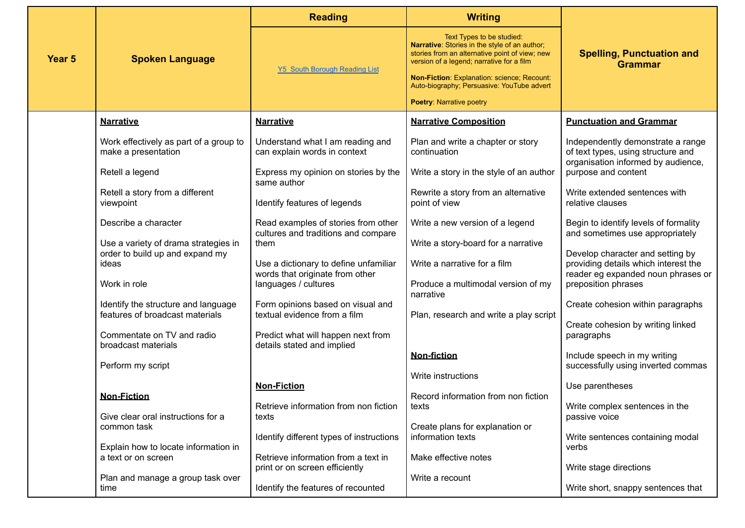| Year 5 | Spoken Language | Reading | Writing | Spelling, Punctuation and Grammar |
|---|---|---|---|---|
| | | [Y5 South Borough Reading List]() | Text Types to be studied:<br>**Narrative**: Stories in the style of an author; stories from an alternative point of view; new version of a legend; narrative for a film<br><br>**Non-Fiction**: Explanation: science; Recount: Auto-biography; Persuasive: YouTube advert<br><br>**Poetry**: Narrative poetry | |
| | **Narrative**<br><br>Work effectively as part of a group to make a presentation<br><br>Retell a legend<br><br>Retell a story from a different viewpoint<br><br>Describe a character<br><br>Use a variety of drama strategies in order to build up and expand my ideas<br><br>Work in role<br><br>Identify the structure and language features of broadcast materials<br><br>Commentate on TV and radio broadcast materials<br><br>Perform my script<br><br>**Non-Fiction**<br><br>Give clear oral instructions for a common task<br><br>Explain how to locate information in a text or on screen<br><br>Plan and manage a group task over time | **Narrative**<br><br>Understand what I am reading and can explain words in context<br><br>Express my opinion on stories by the same author<br><br>Identify features of legends<br><br>Read examples of stories from other cultures and traditions and compare them<br><br>Use a dictionary to define unfamiliar words that originate from other languages / cultures<br><br>Form opinions based on visual and textual evidence from a film<br><br>Predict what will happen next from details stated and implied<br><br>**Non-Fiction**<br><br>Retrieve information from non fiction texts<br><br>Identify different types of instructions<br><br>Retrieve information from a text in print or on screen efficiently<br><br>Identify the features of recounted | **Narrative Composition**<br><br>Plan and write a chapter or story continuation<br><br>Write a story in the style of an author<br><br>Rewrite a story from an alternative point of view<br><br>Write a new version of a legend<br><br>Write a story-board for a narrative<br><br>Write a narrative for a film<br><br>Produce a multimodal version of my narrative<br><br>Plan, research and write a play script<br><br>**Non-fiction**<br><br>Write instructions<br><br>Record information from non fiction texts<br><br>Create plans for explanation or information texts<br><br>Make effective notes<br><br>Write a recount | **Punctuation and Grammar**<br><br>Independently demonstrate a range of text types, using structure and organisation informed by audience, purpose and content<br><br>Write extended sentences with relative clauses<br><br>Begin to identify levels of formality and sometimes use appropriately<br><br>Develop character and setting by providing details which interest the reader eg expanded noun phrases or preposition phrases<br><br>Create cohesion within paragraphs<br><br>Create cohesion by writing linked paragraphs<br><br>Include speech in my writing successfully using inverted commas<br><br>Use parentheses<br><br>Write complex sentences in the passive voice<br><br>Write sentences containing modal verbs<br><br>Write stage directions<br><br>Write short, snappy sentences that |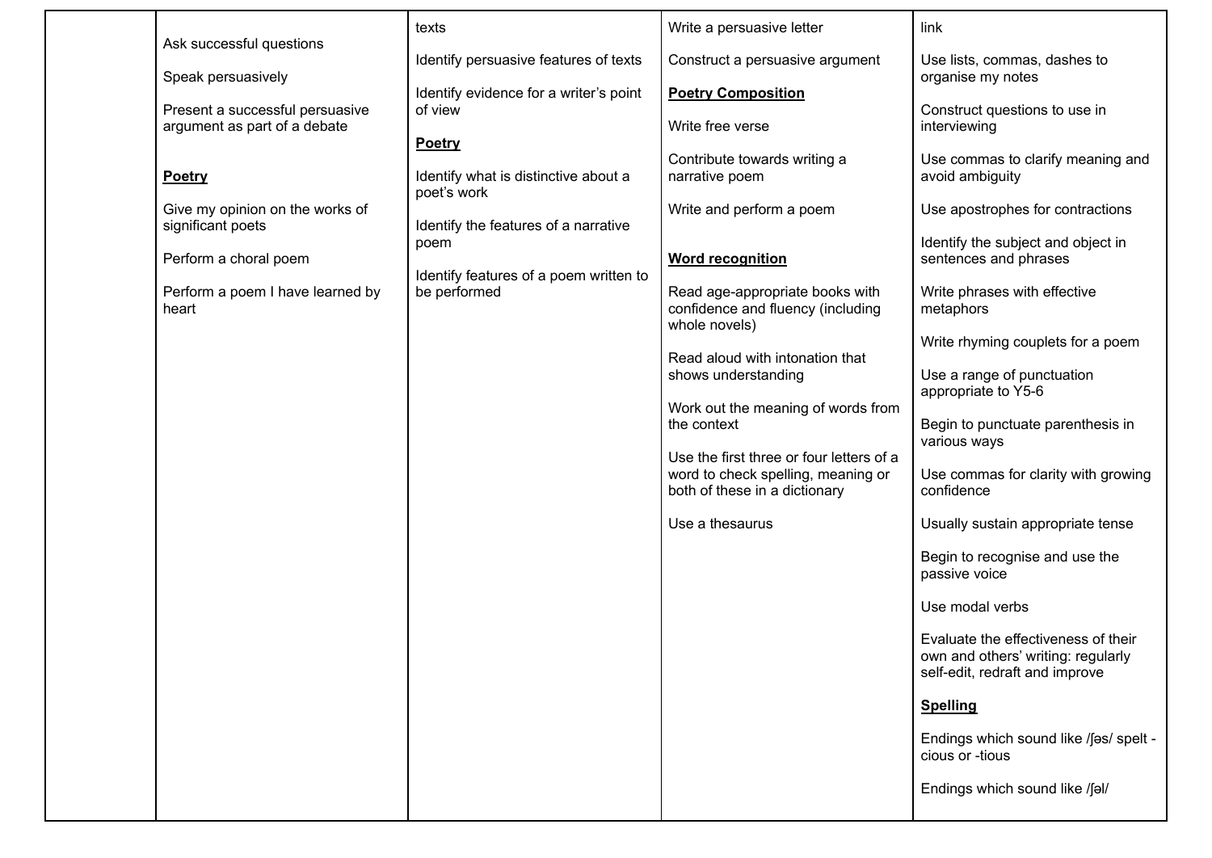| | | | | |
|---|---|---|---|---|
| | Ask successful questions<br><br>Speak persuasively<br><br>Present a successful persuasive argument as part of a debate<br><br>**Poetry**<br><br>Give my opinion on the works of significant poets<br><br>Perform a choral poem<br><br>Perform a poem I have learned by heart | texts<br><br>Identify persuasive features of texts<br><br>Identify evidence for a writer's point of view<br><br>**Poetry**<br><br>Identify what is distinctive about a poet's work<br><br>Identify the features of a narrative poem<br><br>Identify features of a poem written to be performed | Write a persuasive letter<br><br>Construct a persuasive argument<br><br>**Poetry Composition**<br><br>Write free verse<br><br>Contribute towards writing a narrative poem<br><br>Write and perform a poem<br><br>**Word recognition**<br><br>Read age-appropriate books with confidence and fluency (including whole novels)<br><br>Read aloud with intonation that shows understanding<br><br>Work out the meaning of words from the context<br><br>Use the first three or four letters of a word to check spelling, meaning or both of these in a dictionary<br><br>Use a thesaurus | link<br><br>Use lists, commas, dashes to organise my notes<br><br>Construct questions to use in interviewing<br><br>Use commas to clarify meaning and avoid ambiguity<br><br>Use apostrophes for contractions<br><br>Identify the subject and object in sentences and phrases<br><br>Write phrases with effective metaphors<br><br>Write rhyming couplets for a poem<br><br>Use a range of punctuation appropriate to Y5-6<br><br>Begin to punctuate parenthesis in various ways<br><br>Use commas for clarity with growing confidence<br><br>Usually sustain appropriate tense<br><br>Begin to recognise and use the passive voice<br><br>Use modal verbs<br><br>Evaluate the effectiveness of their own and others' writing: regularly self-edit, redraft and improve<br><br>**Spelling**<br><br>Endings which sound like /ʃəs/ spelt -cious or -tious<br><br>Endings which sound like /ʃəl/ |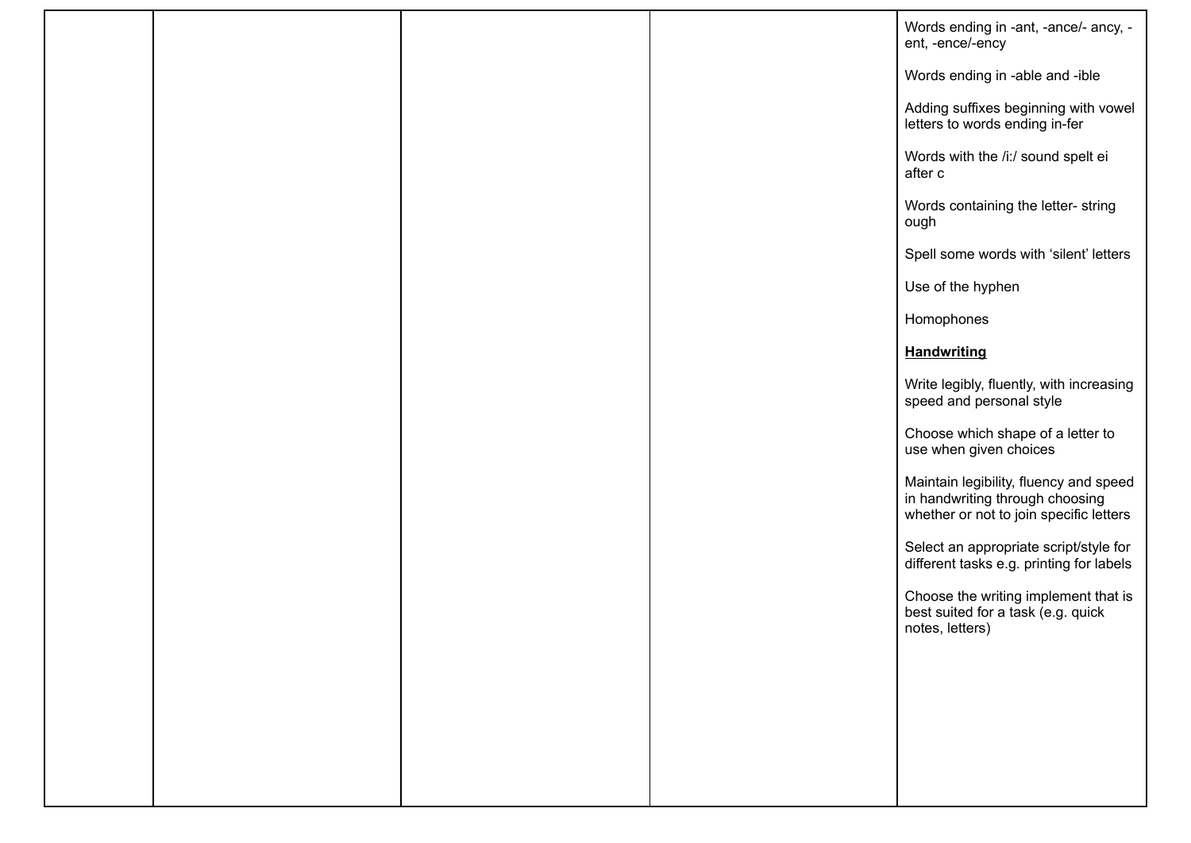|  |  |  |  |  |
| --- | --- | --- | --- | --- |
|  |  |  |  | Words ending in -ant, -ance/- ancy, -ent, -ence/-ency<br><br>Words ending in -able and -ible<br><br>Adding suffixes beginning with vowel letters to words ending in-fer<br><br>Words with the /i:/ sound spelt ei after c<br><br>Words containing the letter- string ough<br><br>Spell some words with ‘silent’ letters<br><br>Use of the hyphen<br><br>Homophones<br><br>**<u>Handwriting</u>**<br><br>Write legibly, fluently, with increasing speed and personal style<br><br>Choose which shape of a letter to use when given choices<br><br>Maintain legibility, fluency and speed in handwriting through choosing whether or not to join specific letters<br><br>Select an appropriate script/style for different tasks e.g. printing for labels<br><br>Choose the writing implement that is best suited for a task (e.g. quick notes, letters) |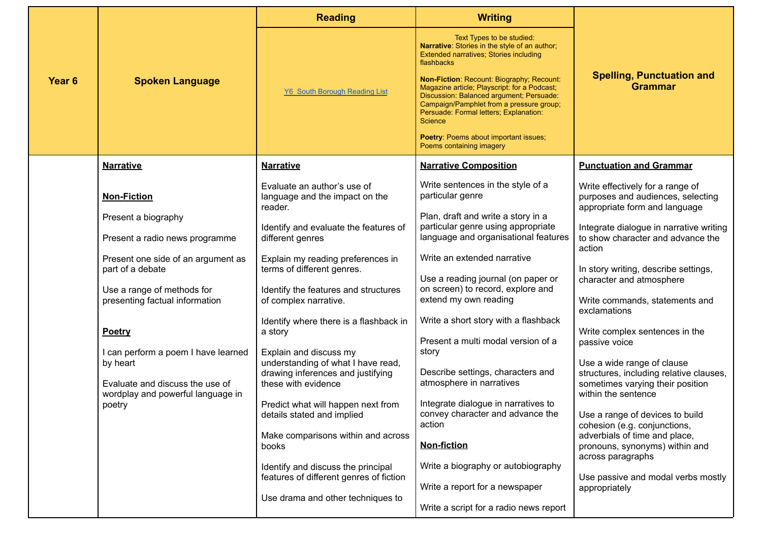| Year 6 | Spoken Language | Reading | Writing | Spelling, Punctuation and Grammar |
| --- | --- | --- | --- | --- |
| | | [Y6 South Borough Reading List] | Text Types to be studied:<br>**Narrative**: Stories in the style of an author; Extended narratives; Stories including flashbacks<br><br>**Non-Fiction**: Recount: Biography; Recount: Magazine article; Playscript: for a Podcast; Discussion: Balanced argument; Persuade: Campaign/Pamphlet from a pressure group; Persuade: Formal letters; Explanation: Science<br><br>**Poetry**: Poems about important issues; Poems containing imagery | |
| | **Narrative**<br><br>**Non-Fiction**<br><br>Present a biography<br><br>Present a radio news programme<br><br>Present one side of an argument as part of a debate<br><br>Use a range of methods for presenting factual information<br><br>**Poetry**<br><br>I can perform a poem I have learned by heart<br><br>Evaluate and discuss the use of wordplay and powerful language in poetry | **Narrative**<br><br>Evaluate an author's use of language and the impact on the reader.<br><br>Identify and evaluate the features of different genres<br><br>Explain my reading preferences in terms of different genres.<br><br>Identify the features and structures of complex narrative.<br><br>Identify where there is a flashback in a story<br><br>Explain and discuss my understanding of what I have read, drawing inferences and justifying these with evidence<br><br>Predict what will happen next from details stated and implied<br><br>Make comparisons within and across books<br><br>Identify and discuss the principal features of different genres of fiction<br><br>Use drama and other techniques to | **Narrative Composition**<br><br>Write sentences in the style of a particular genre<br><br>Plan, draft and write a story in a particular genre using appropriate language and organisational features<br><br>Write an extended narrative<br><br>Use a reading journal (on paper or on screen) to record, explore and extend my own reading<br><br>Write a short story with a flashback<br><br>Present a multi modal version of a story<br><br>Describe settings, characters and atmosphere in narratives<br><br>Integrate dialogue in narratives to convey character and advance the action<br><br>**Non-fiction**<br><br>Write a biography or autobiography<br><br>Write a report for a newspaper<br><br>Write a script for a radio news report | **Punctuation and Grammar**<br><br>Write effectively for a range of purposes and audiences, selecting appropriate form and language<br><br>Integrate dialogue in narrative writing to show character and advance the action<br><br>In story writing, describe settings, character and atmosphere<br><br>Write commands, statements and exclamations<br><br>Write complex sentences in the passive voice<br><br>Use a wide range of clause structures, including relative clauses, sometimes varying their position within the sentence<br><br>Use a range of devices to build cohesion (e.g. conjunctions, adverbials of time and place, pronouns, synonyms) within and across paragraphs<br><br>Use passive and modal verbs mostly appropriately |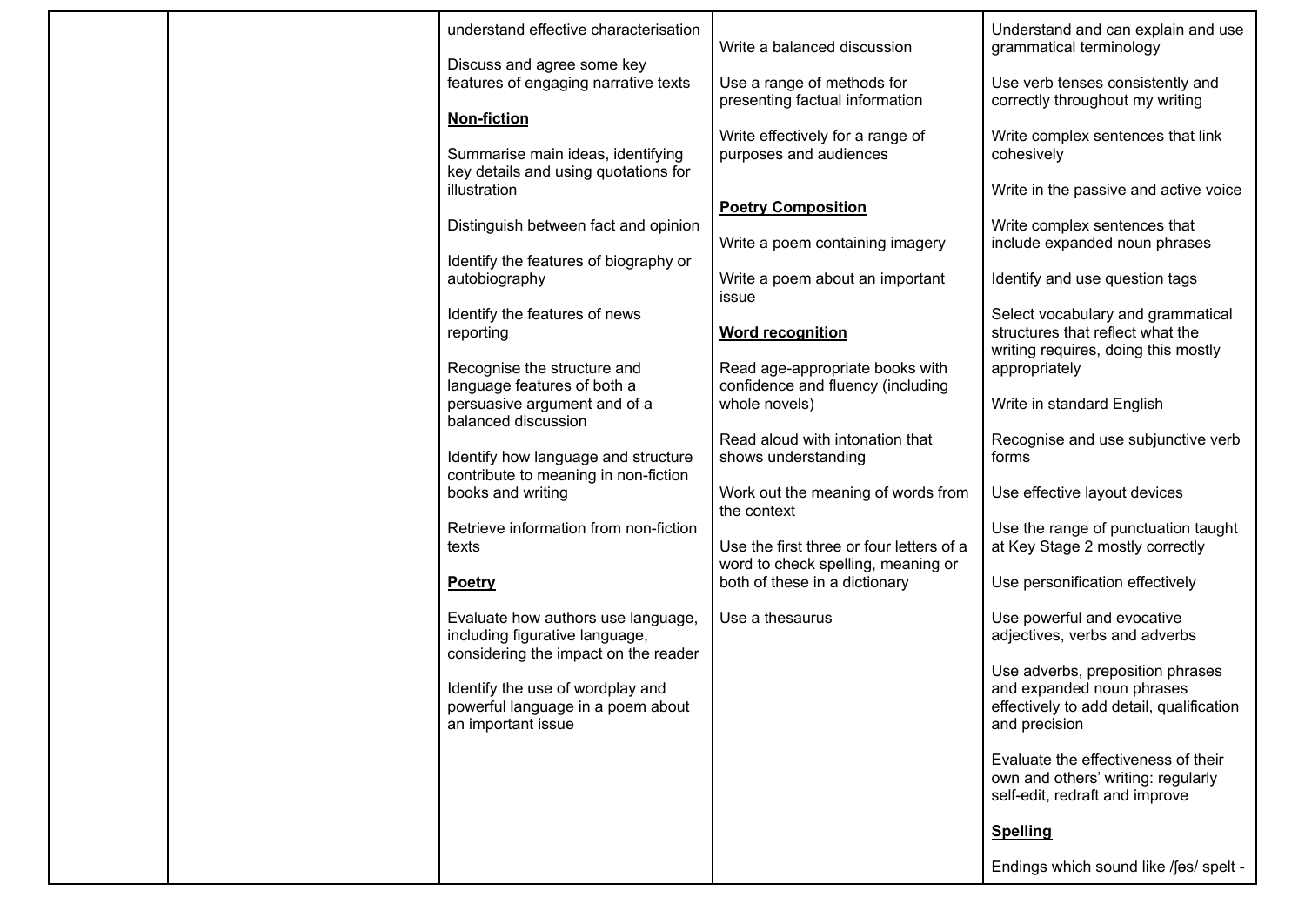| | | | | |
|---|---|---|---|---|
| | | understand effective characterisation<br><br>Discuss and agree some key features of engaging narrative texts<br><br>**Non-fiction**<br><br>Summarise main ideas, identifying key details and using quotations for illustration<br><br>Distinguish between fact and opinion<br><br>Identify the features of biography or autobiography<br><br>Identify the features of news reporting<br><br>Recognise the structure and language features of both a persuasive argument and of a balanced discussion<br><br>Identify how language and structure contribute to meaning in non-fiction books and writing<br><br>Retrieve information from non-fiction texts<br><br>**Poetry**<br><br>Evaluate how authors use language, including figurative language, considering the impact on the reader<br><br>Identify the use of wordplay and powerful language in a poem about an important issue | Write a balanced discussion<br><br>Use a range of methods for presenting factual information<br><br>Write effectively for a range of purposes and audiences<br><br>**Poetry Composition**<br><br>Write a poem containing imagery<br><br>Write a poem about an important issue<br><br>**Word recognition**<br><br>Read age-appropriate books with confidence and fluency (including whole novels)<br><br>Read aloud with intonation that shows understanding<br><br>Work out the meaning of words from the context<br><br>Use the first three or four letters of a word to check spelling, meaning or both of these in a dictionary<br><br>Use a thesaurus | Understand and can explain and use grammatical terminology<br><br>Use verb tenses consistently and correctly throughout my writing<br><br>Write complex sentences that link cohesively<br><br>Write in the passive and active voice<br><br>Write complex sentences that include expanded noun phrases<br><br>Identify and use question tags<br><br>Select vocabulary and grammatical structures that reflect what the writing requires, doing this mostly appropriately<br><br>Write in standard English<br><br>Recognise and use subjunctive verb forms<br><br>Use effective layout devices<br><br>Use the range of punctuation taught at Key Stage 2 mostly correctly<br><br>Use personification effectively<br><br>Use powerful and evocative adjectives, verbs and adverbs<br><br>Use adverbs, preposition phrases and expanded noun phrases effectively to add detail, qualification and precision<br><br>Evaluate the effectiveness of their own and others' writing: regularly self-edit, redraft and improve<br><br>**Spelling**<br><br>Endings which sound like /ʃəs/ spelt - |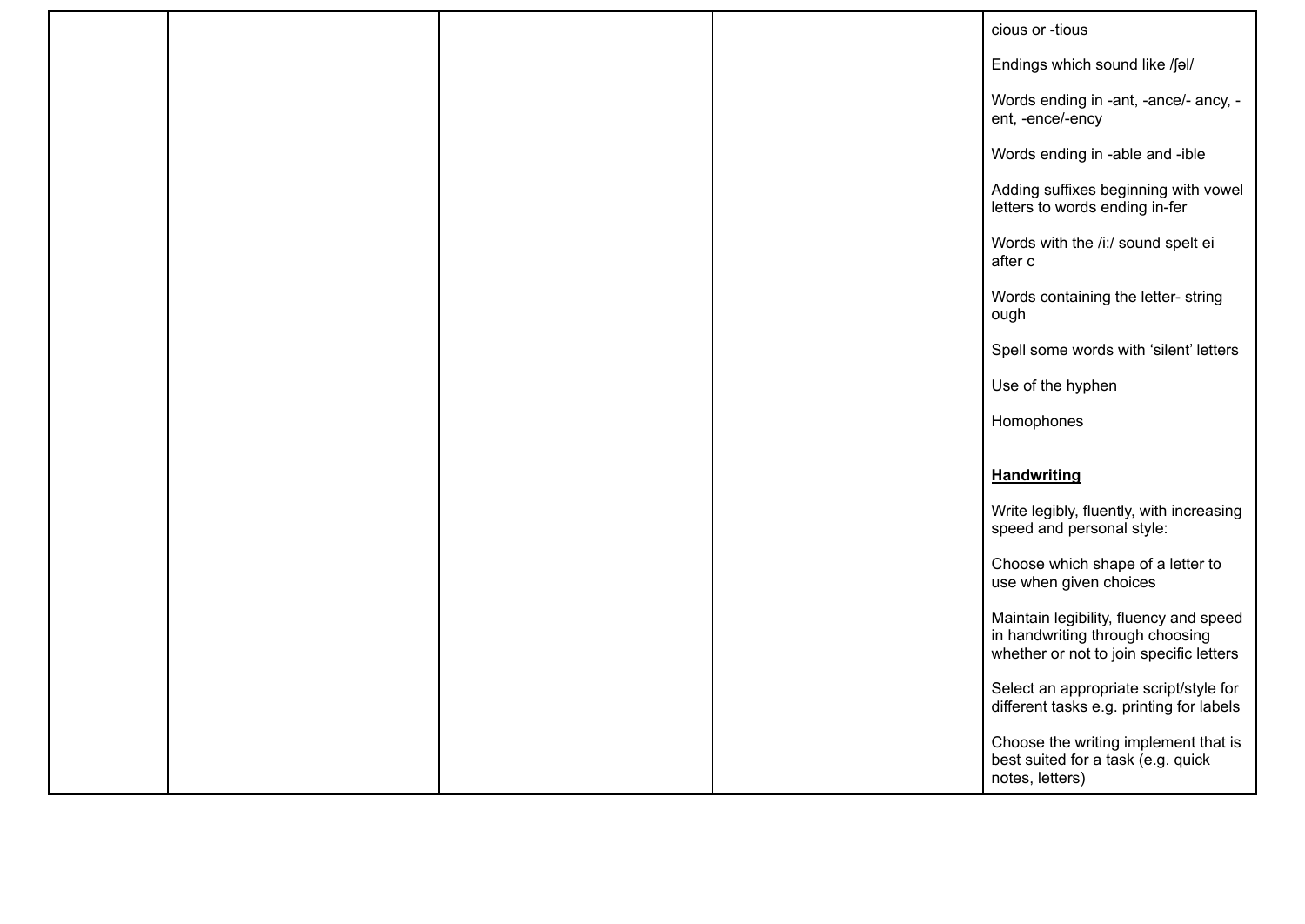| | | | | |
|---|---|---|---|---|
| | | | | cious or -tious<br><br>Endings which sound like /ʃəl/<br><br>Words ending in -ant, -ance/- ancy, -ent, -ence/-ency<br><br>Words ending in -able and -ible<br><br>Adding suffixes beginning with vowel letters to words ending in-fer<br><br>Words with the /i:/ sound spelt ei after c<br><br>Words containing the letter- string ough<br><br>Spell some words with 'silent' letters<br><br>Use of the hyphen<br><br>Homophones<br><br>**Handwriting**<br><br>Write legibly, fluently, with increasing speed and personal style:<br><br>Choose which shape of a letter to use when given choices<br><br>Maintain legibility, fluency and speed in handwriting through choosing whether or not to join specific letters<br><br>Select an appropriate script/style for different tasks e.g. printing for labels<br><br>Choose the writing implement that is best suited for a task (e.g. quick notes, letters) |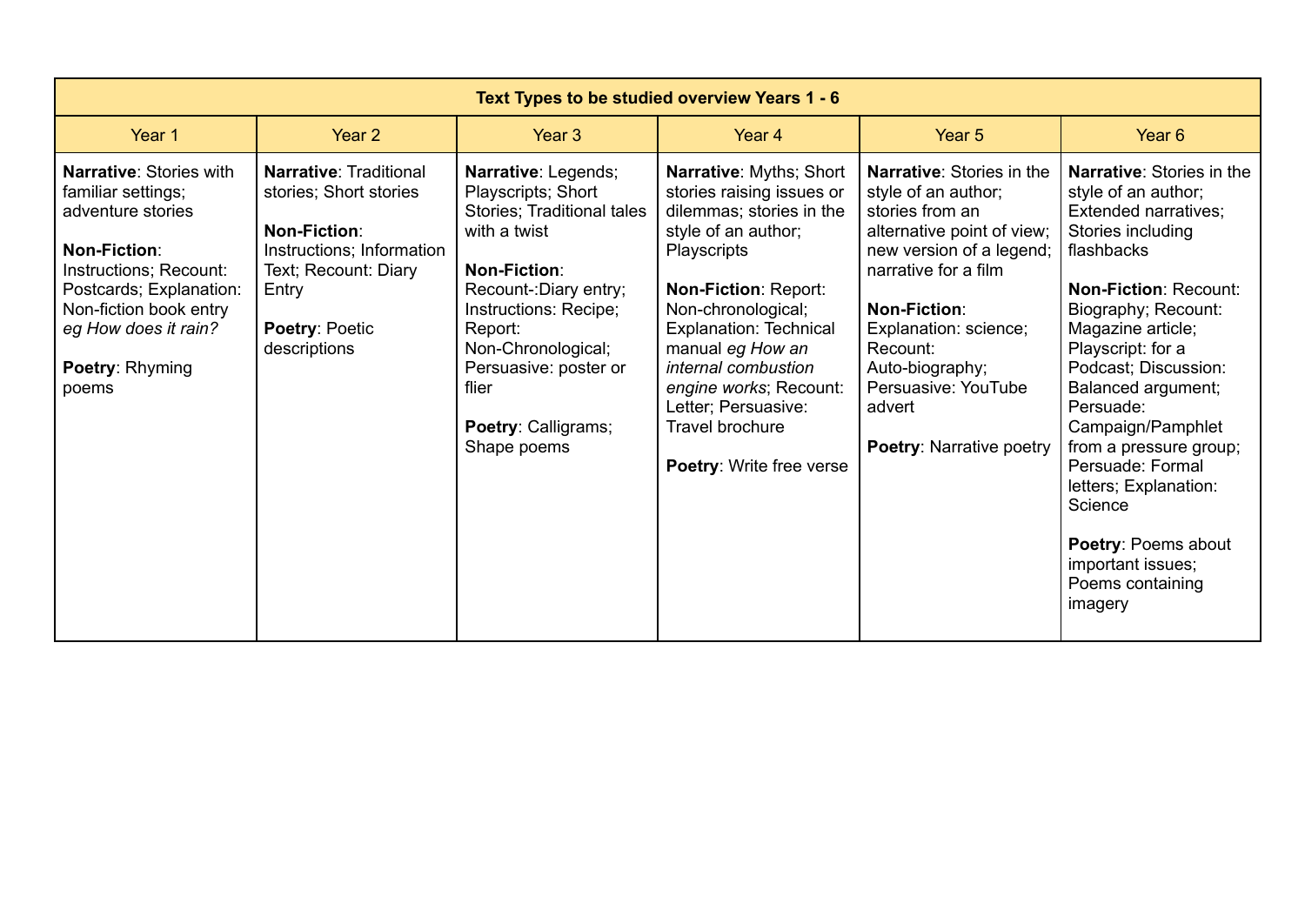| Text Types to be studied overview Years 1 - 6 | | | | | |
| --- | --- | --- | --- | --- | --- |
| Year 1 | Year 2 | Year 3 | Year 4 | Year 5 | Year 6 |
| **Narrative**: Stories with familiar settings; adventure stories<br><br>**Non-Fiction**: Instructions; Recount: Postcards; Explanation: Non-fiction book entry *eg How does it rain?*<br><br>**Poetry**: Rhyming poems | **Narrative**: Traditional stories; Short stories<br><br>**Non-Fiction**: Instructions; Information Text; Recount: Diary Entry<br><br>**Poetry**: Poetic descriptions | **Narrative**: Legends; Playscripts; Short Stories; Traditional tales with a twist<br><br>**Non-Fiction**: Recount-:Diary entry; Instructions: Recipe; Report: Non-Chronological; Persuasive: poster or flier<br><br>**Poetry**: Calligrams; Shape poems | **Narrative**: Myths; Short stories raising issues or dilemmas; stories in the style of an author; Playscripts<br><br>**Non-Fiction**: Report: Non-chronological; Explanation: Technical manual *eg How an internal combustion engine works*; Recount: Letter; Persuasive: Travel brochure<br><br>**Poetry**: Write free verse | **Narrative**: Stories in the style of an author; stories from an alternative point of view; new version of a legend; narrative for a film<br><br>**Non-Fiction**: Explanation: science; Recount: Auto-biography; Persuasive: YouTube advert<br><br>**Poetry**: Narrative poetry | **Narrative**: Stories in the style of an author; Extended narratives; Stories including flashbacks<br><br>**Non-Fiction**: Recount: Biography; Recount: Magazine article; Playscript: for a Podcast; Discussion: Balanced argument; Persuade: Campaign/Pamphlet from a pressure group; Persuade: Formal letters; Explanation: Science<br><br>**Poetry**: Poems about important issues; Poems containing imagery |